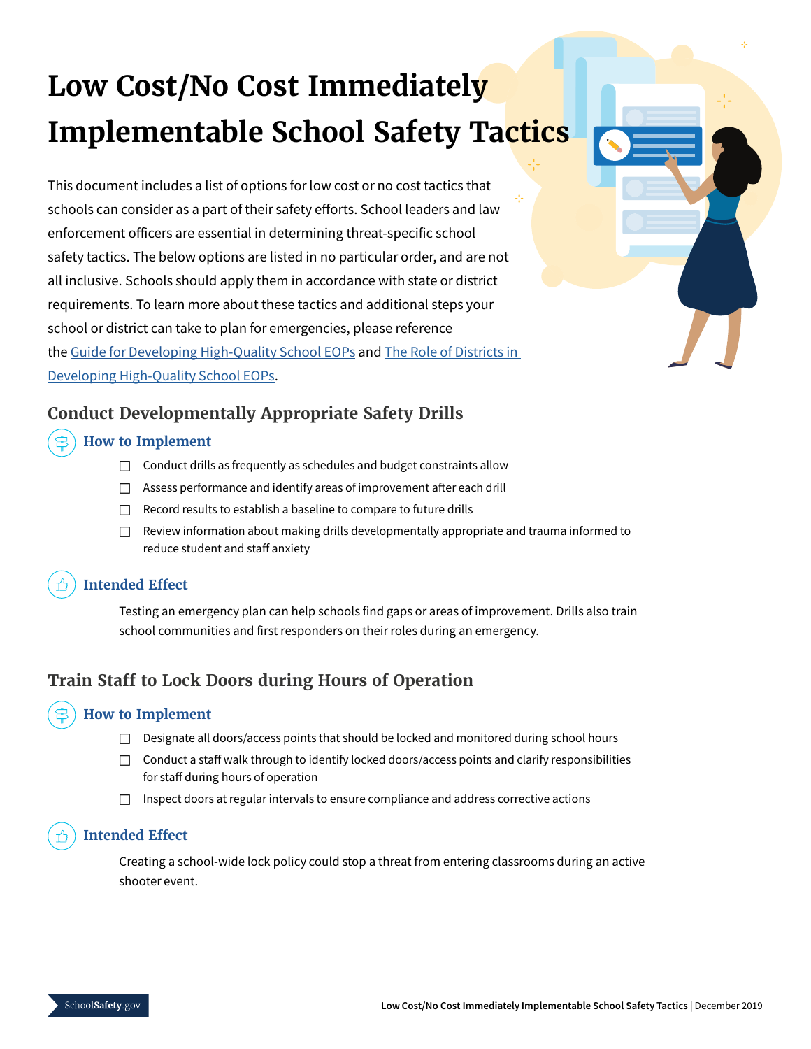# Low Cost/No Cost Immediately Implementable School Safety Tactics

This document includes a list of options for low cost or no cost tactics that schools can consider as a part of their safety efforts. School leaders and law enforcement officers are essential in determining threat-specific school safety tactics. The below options are listed in no particular order, and are not all inclusive. Schools should apply them in accordance with state or district requirements. To learn more about these tactics and additional steps your school or district can take to plan for emergencies, please reference the Guide for Developing High-Quality School EOPs and The Role of Districts in Developing High-Quality School EOPs.

## Conduct Developmentally Appropriate Safety Drills

### How to Implement

- ☐ Conduct drills as frequently as schedules and budget constraints allow
- ☐ Assess performance and identify areas of improvement after each drill
- ☐ Record results to establish a baseline to compare to future drills
- ☐ Review information about making drills developmentally appropriate and trauma informed to reduce student and staff anxiety

### Intended Effect

Testing an emergency plan can help schools find gaps or areas of improvement. Drills also train school communities and first responders on their roles during an emergency.

## Train Staff to Lock Doors during Hours of Operation

### How to Implement

- ☐ Designate all doors/access points that should be locked and monitored during school hours
- ☐ Conduct a staff walk through to identify locked doors/access points and clarify responsibilities for staff during hours of operation
- ☐ Inspect doors at regular intervals to ensure compliance and address corrective actions

### Intended Effect

Creating a school-wide lock policy could stop a threat from entering classrooms during an active shooter event.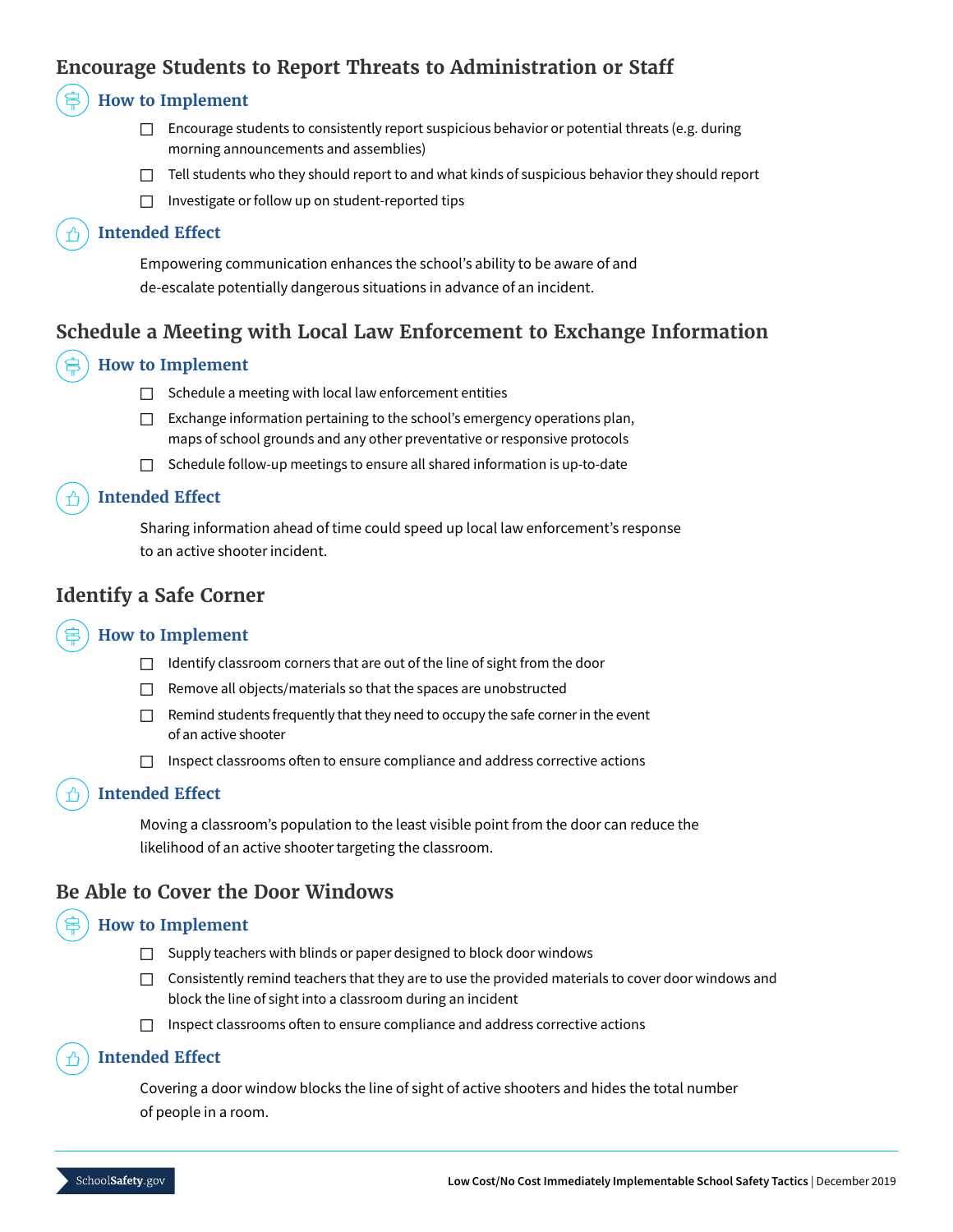## Encourage Students to Report Threats to Administration or Staff

### How to Implement

- ☐ Encourage students to consistently report suspicious behavior or potential threats (e.g. during morning announcements and assemblies)
- ☐ Tell students who they should report to and what kinds of suspicious behavior they should report
- ☐ Investigate or follow up on student-reported tips

### Intended Effect

Empowering communication enhances the school's ability to be aware of and de-escalate potentially dangerous situations in advance of an incident.

## Schedule a Meeting with Local Law Enforcement to Exchange Information

### How to Implement

- ☐ Schedule a meeting with local law enforcement entities
- ☐ Exchange information pertaining to the school's emergency operations plan, maps of school grounds and any other preventative or responsive protocols
- ☐ Schedule follow-up meetings to ensure all shared information is up-to-date

### Intended Effect

Sharing information ahead of time could speed up local law enforcement's response to an active shooter incident.

## Identify a Safe Corner

### How to Implement

- ☐ Identify classroom corners that are out of the line of sight from the door
- ☐ Remove all objects/materials so that the spaces are unobstructed
- ☐ Remind students frequently that they need to occupy the safe corner in the event of an active shooter
- ☐ Inspect classrooms often to ensure compliance and address corrective actions

### Intended Effect

Moving a classroom's population to the least visible point from the door can reduce the likelihood of an active shooter targeting the classroom.

## Be Able to Cover the Door Windows

### How to Implement

- ☐ Supply teachers with blinds or paper designed to block door windows
- ☐ Consistently remind teachers that they are to use the provided materials to cover door windows and block the line of sight into a classroom during an incident
- ☐ Inspect classrooms often to ensure compliance and address corrective actions

### Intended Effect

Covering a door window blocks the line of sight of active shooters and hides the total number of people in a room.